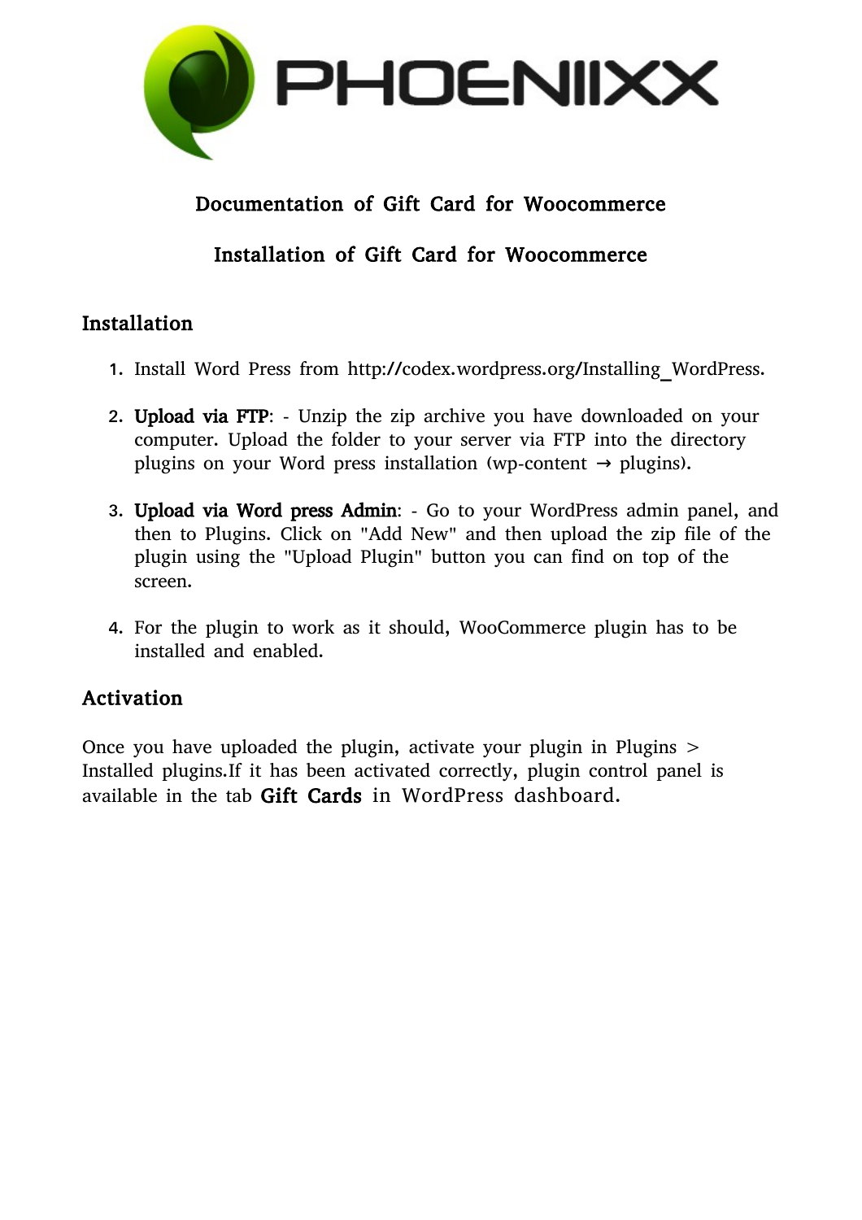# Documentation of Gift Card for Woocommerce

## Installation of Gift Card for Woocommerce

### Installation

1. Install Word Press from http://codex.wordpress.org/Installing_WordPress.

2. **Upload via FTP**: - Unzip the zip archive you have downloaded on your computer. Upload the folder to your server via FTP into the directory plugins on your Word press installation (wp-content → plugins).

3. **Upload via Word press Admin**: - Go to your WordPress admin panel, and then to Plugins. Click on "Add New" and then upload the zip file of the plugin using the "Upload Plugin" button you can find on top of the screen.

4. For the plugin to work as it should, WooCommerce plugin has to be installed and enabled.

### Activation

Once you have uploaded the plugin, activate your plugin in Plugins > Installed plugins.If it has been activated correctly, plugin control panel is available in the tab **Gift Cards** in WordPress dashboard.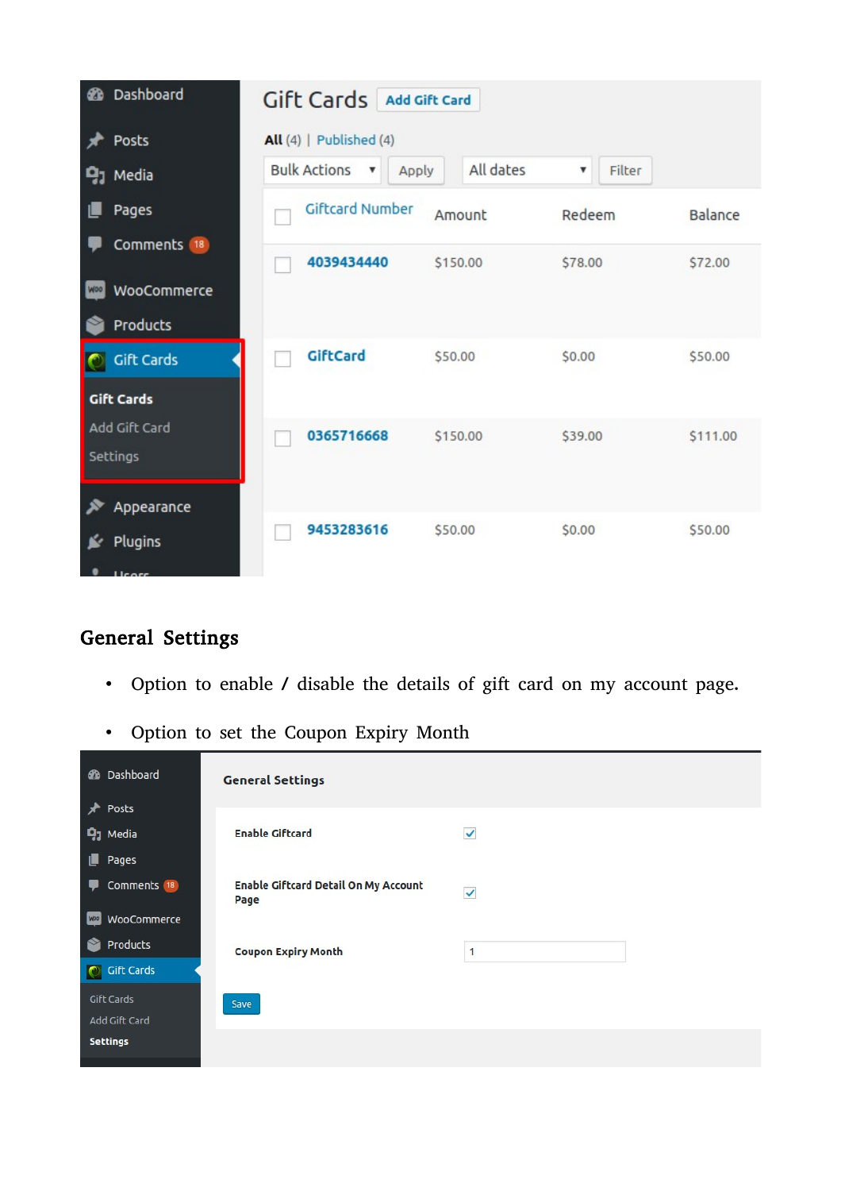## General Settings

- Option to enable / disable the details of gift card on my account page.
- Option to set the Coupon Expiry Month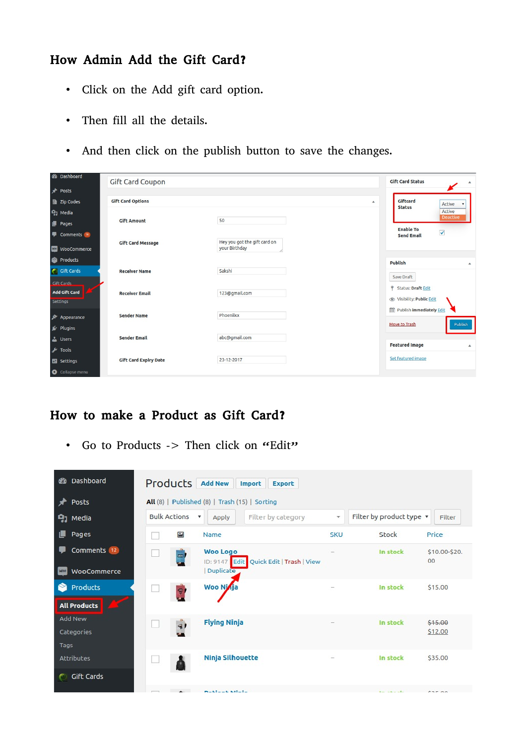## How Admin Add the Gift Card?

- Click on the Add gift card option.
- Then fill all the details.
- And then click on the publish button to save the changes.

## How to make a Product as Gift Card?

- Go to Products -> Then click on “Edit”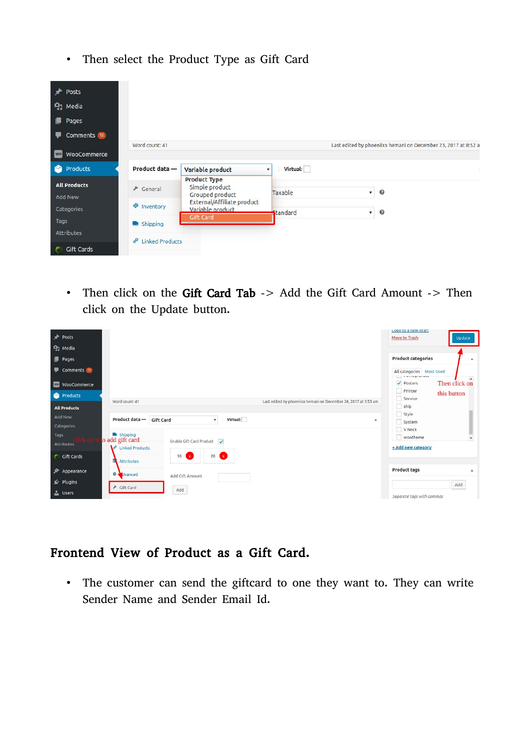- Then select the Product Type as Gift Card

- Then click on the **Gift Card Tab** -> Add the Gift Card Amount -> Then click on the Update button.

## Frontend View of Product as a Gift Card.

- The customer can send the giftcard to one they want to. They can write Sender Name and Sender Email Id.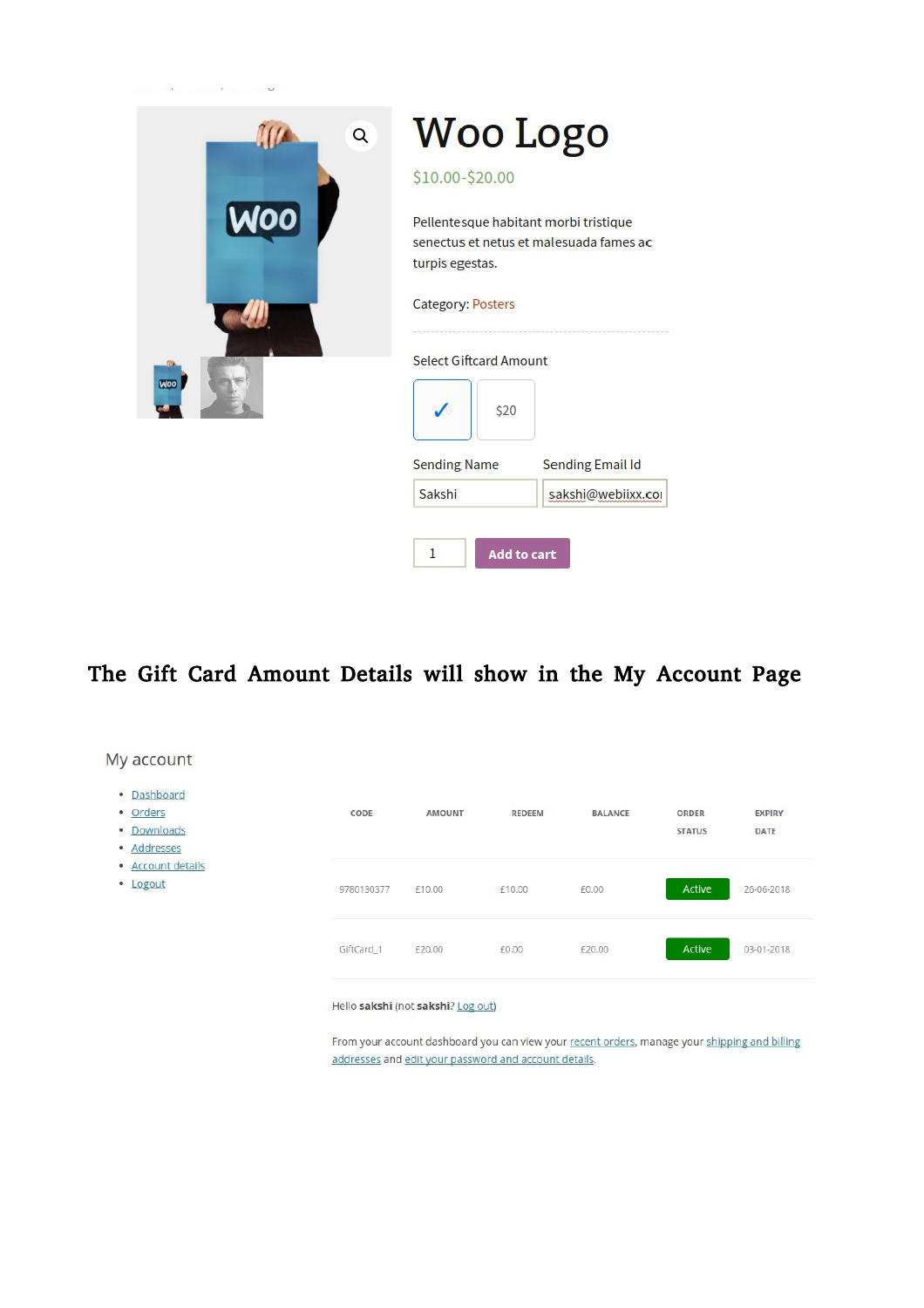# Woo Logo

$10.00-$20.00

Pellentesque habitant morbi tristique senectus et netus et malesuada fames ac turpis egestas.

Category: Posters

Select Giftcard Amount

✓ $20

Sending Name Sakshi

Sending Email Id sakshi@webiixx.co

1 Add to cart

## The Gift Card Amount Details will show in the My Account Page

My account

- Dashboard
- Orders
- Downloads
- Addresses
- Account details
- Logout

| CODE | AMOUNT | REDEEM | BALANCE | ORDER STATUS | EXPIRY DATE |
|---|---|---|---|---|---|
| 9780130377 | £10.00 | £10.00 | £0.00 | Active | 26-06-2018 |
| GiftCard_1 | £20.00 | £0.00 | £20.00 | Active | 03-01-2018 |

Hello **sakshi** (not **sakshi**? Log out)

From your account dashboard you can view your recent orders, manage your shipping and billing addresses and edit your password and account details.